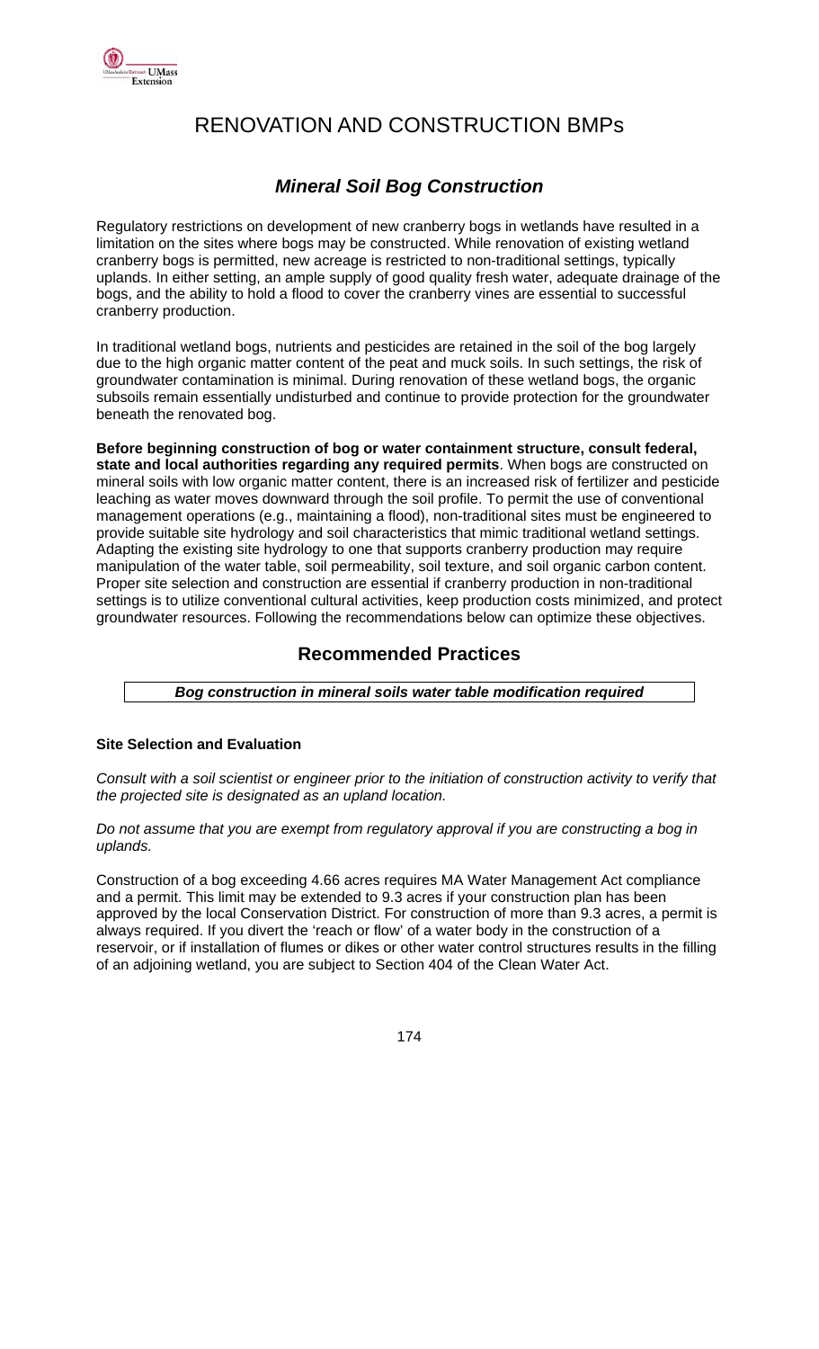# RENOVATION AND CONSTRUCTION BMPs

## *Mineral Soil Bog Construction*

Regulatory restrictions on development of new cranberry bogs in wetlands have resulted in a limitation on the sites where bogs may be constructed. While renovation of existing wetland cranberry bogs is permitted, new acreage is restricted to non-traditional settings, typically uplands. In either setting, an ample supply of good quality fresh water, adequate drainage of the bogs, and the ability to hold a flood to cover the cranberry vines are essential to successful cranberry production.

In traditional wetland bogs, nutrients and pesticides are retained in the soil of the bog largely due to the high organic matter content of the peat and muck soils. In such settings, the risk of groundwater contamination is minimal. During renovation of these wetland bogs, the organic subsoils remain essentially undisturbed and continue to provide protection for the groundwater beneath the renovated bog.

**Before beginning construction of bog or water containment structure, consult federal, state and local authorities regarding any required permits**. When bogs are constructed on mineral soils with low organic matter content, there is an increased risk of fertilizer and pesticide leaching as water moves downward through the soil profile. To permit the use of conventional management operations (e.g., maintaining a flood), non-traditional sites must be engineered to provide suitable site hydrology and soil characteristics that mimic traditional wetland settings. Adapting the existing site hydrology to one that supports cranberry production may require manipulation of the water table, soil permeability, soil texture, and soil organic carbon content. Proper site selection and construction are essential if cranberry production in non-traditional settings is to utilize conventional cultural activities, keep production costs minimized, and protect groundwater resources. Following the recommendations below can optimize these objectives.

## Recommended Practices

***Bog construction in mineral soils water table modification required***

#### Site Selection and Evaluation

*Consult with a soil scientist or engineer prior to the initiation of construction activity to verify that the projected site is designated as an upland location.*

*Do not assume that you are exempt from regulatory approval if you are constructing a bog in uplands.*

Construction of a bog exceeding 4.66 acres requires MA Water Management Act compliance and a permit. This limit may be extended to 9.3 acres if your construction plan has been approved by the local Conservation District. For construction of more than 9.3 acres, a permit is always required. If you divert the 'reach or flow' of a water body in the construction of a reservoir, or if installation of flumes or dikes or other water control structures results in the filling of an adjoining wetland, you are subject to Section 404 of the Clean Water Act.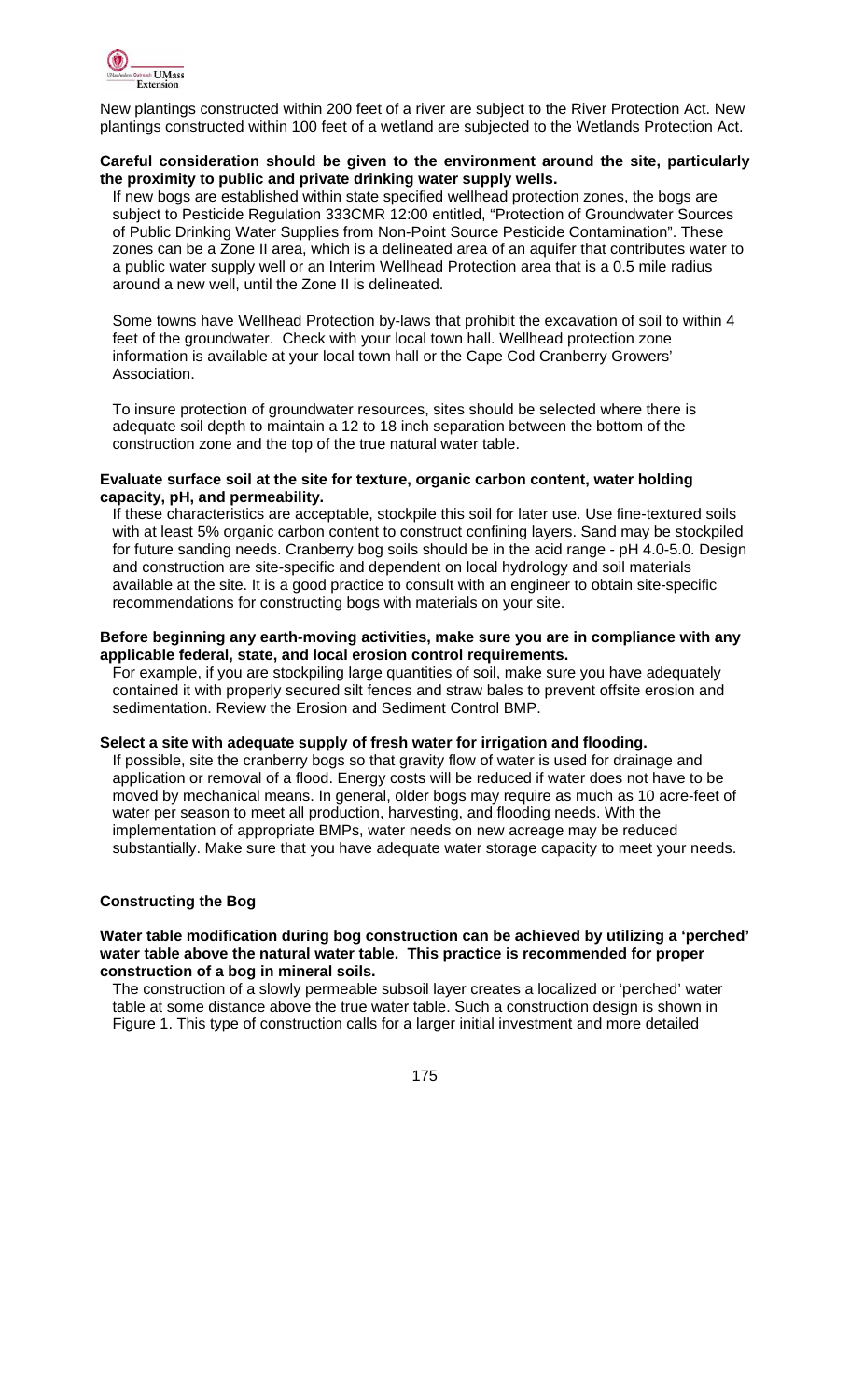New plantings constructed within 200 feet of a river are subject to the River Protection Act. New plantings constructed within 100 feet of a wetland are subjected to the Wetlands Protection Act.

**Careful consideration should be given to the environment around the site, particularly the proximity to public and private drinking water supply wells.**

If new bogs are established within state specified wellhead protection zones, the bogs are subject to Pesticide Regulation 333CMR 12:00 entitled, "Protection of Groundwater Sources of Public Drinking Water Supplies from Non-Point Source Pesticide Contamination". These zones can be a Zone II area, which is a delineated area of an aquifer that contributes water to a public water supply well or an Interim Wellhead Protection area that is a 0.5 mile radius around a new well, until the Zone II is delineated.

Some towns have Wellhead Protection by-laws that prohibit the excavation of soil to within 4 feet of the groundwater. Check with your local town hall. Wellhead protection zone information is available at your local town hall or the Cape Cod Cranberry Growers' Association.

To insure protection of groundwater resources, sites should be selected where there is adequate soil depth to maintain a 12 to 18 inch separation between the bottom of the construction zone and the top of the true natural water table.

**Evaluate surface soil at the site for texture, organic carbon content, water holding capacity, pH, and permeability.**

If these characteristics are acceptable, stockpile this soil for later use. Use fine-textured soils with at least 5% organic carbon content to construct confining layers. Sand may be stockpiled for future sanding needs. Cranberry bog soils should be in the acid range - pH 4.0-5.0. Design and construction are site-specific and dependent on local hydrology and soil materials available at the site. It is a good practice to consult with an engineer to obtain site-specific recommendations for constructing bogs with materials on your site.

**Before beginning any earth-moving activities, make sure you are in compliance with any applicable federal, state, and local erosion control requirements.**

For example, if you are stockpiling large quantities of soil, make sure you have adequately contained it with properly secured silt fences and straw bales to prevent offsite erosion and sedimentation. Review the Erosion and Sediment Control BMP.

**Select a site with adequate supply of fresh water for irrigation and flooding.**

If possible, site the cranberry bogs so that gravity flow of water is used for drainage and application or removal of a flood. Energy costs will be reduced if water does not have to be moved by mechanical means. In general, older bogs may require as much as 10 acre-feet of water per season to meet all production, harvesting, and flooding needs. With the implementation of appropriate BMPs, water needs on new acreage may be reduced substantially. Make sure that you have adequate water storage capacity to meet your needs.

## Constructing the Bog

**Water table modification during bog construction can be achieved by utilizing a 'perched' water table above the natural water table. This practice is recommended for proper construction of a bog in mineral soils.**

The construction of a slowly permeable subsoil layer creates a localized or 'perched' water table at some distance above the true water table. Such a construction design is shown in Figure 1. This type of construction calls for a larger initial investment and more detailed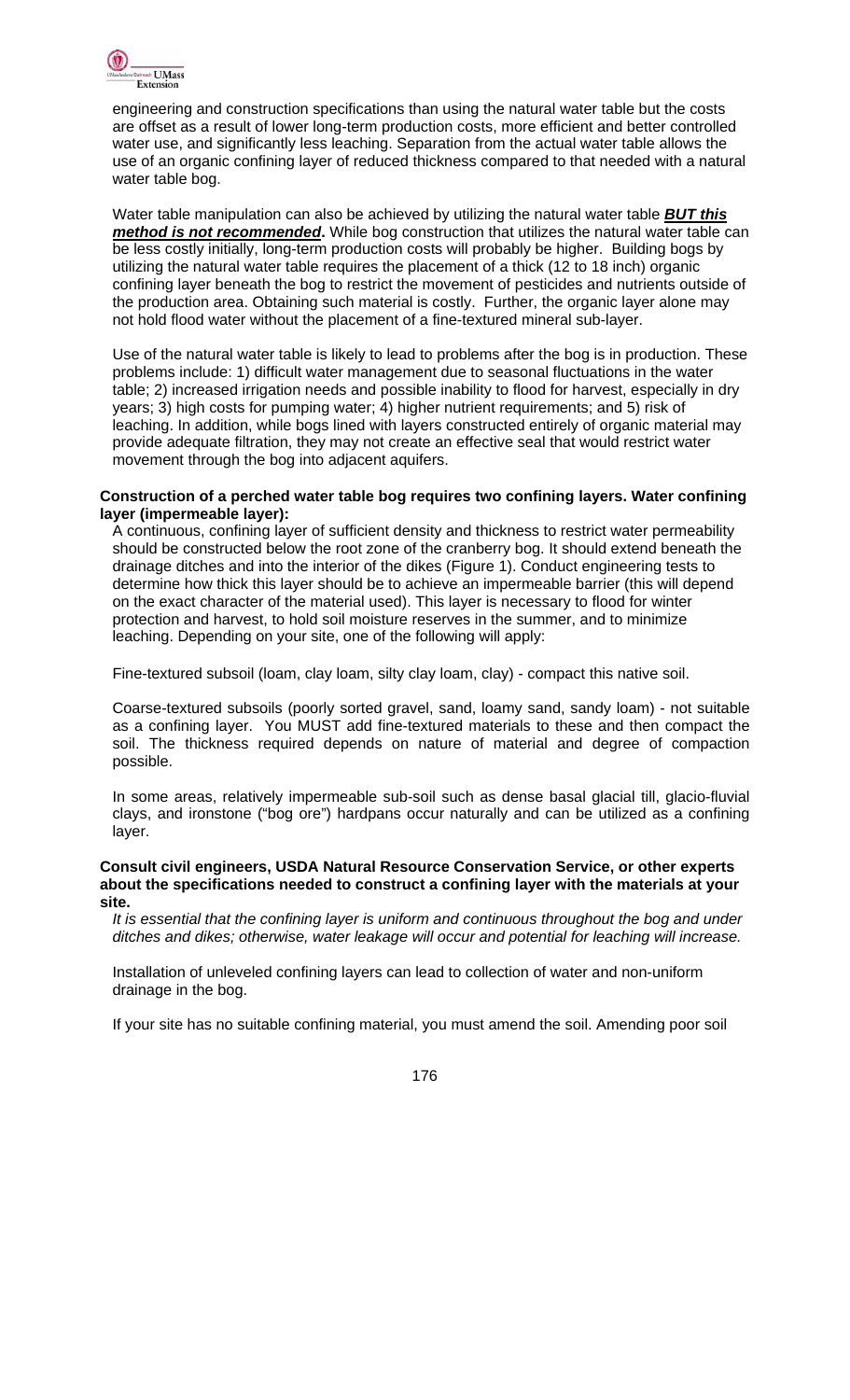engineering and construction specifications than using the natural water table but the costs are offset as a result of lower long-term production costs, more efficient and better controlled water use, and significantly less leaching. Separation from the actual water table allows the use of an organic confining layer of reduced thickness compared to that needed with a natural water table bog.

Water table manipulation can also be achieved by utilizing the natural water table ***BUT this method is not recommended*****.** While bog construction that utilizes the natural water table can be less costly initially, long-term production costs will probably be higher. Building bogs by utilizing the natural water table requires the placement of a thick (12 to 18 inch) organic confining layer beneath the bog to restrict the movement of pesticides and nutrients outside of the production area. Obtaining such material is costly. Further, the organic layer alone may not hold flood water without the placement of a fine-textured mineral sub-layer.

Use of the natural water table is likely to lead to problems after the bog is in production. These problems include: 1) difficult water management due to seasonal fluctuations in the water table; 2) increased irrigation needs and possible inability to flood for harvest, especially in dry years; 3) high costs for pumping water; 4) higher nutrient requirements; and 5) risk of leaching. In addition, while bogs lined with layers constructed entirely of organic material may provide adequate filtration, they may not create an effective seal that would restrict water movement through the bog into adjacent aquifers.

**Construction of a perched water table bog requires two confining layers. Water confining layer (impermeable layer):**

A continuous, confining layer of sufficient density and thickness to restrict water permeability should be constructed below the root zone of the cranberry bog. It should extend beneath the drainage ditches and into the interior of the dikes (Figure 1). Conduct engineering tests to determine how thick this layer should be to achieve an impermeable barrier (this will depend on the exact character of the material used). This layer is necessary to flood for winter protection and harvest, to hold soil moisture reserves in the summer, and to minimize leaching. Depending on your site, one of the following will apply:

Fine-textured subsoil (loam, clay loam, silty clay loam, clay) - compact this native soil.

Coarse-textured subsoils (poorly sorted gravel, sand, loamy sand, sandy loam) - not suitable as a confining layer. You MUST add fine-textured materials to these and then compact the soil. The thickness required depends on nature of material and degree of compaction possible.

In some areas, relatively impermeable sub-soil such as dense basal glacial till, glacio-fluvial clays, and ironstone ("bog ore") hardpans occur naturally and can be utilized as a confining layer.

**Consult civil engineers, USDA Natural Resource Conservation Service, or other experts about the specifications needed to construct a confining layer with the materials at your site.**

*It is essential that the confining layer is uniform and continuous throughout the bog and under ditches and dikes; otherwise, water leakage will occur and potential for leaching will increase.*

Installation of unleveled confining layers can lead to collection of water and non-uniform drainage in the bog.

If your site has no suitable confining material, you must amend the soil. Amending poor soil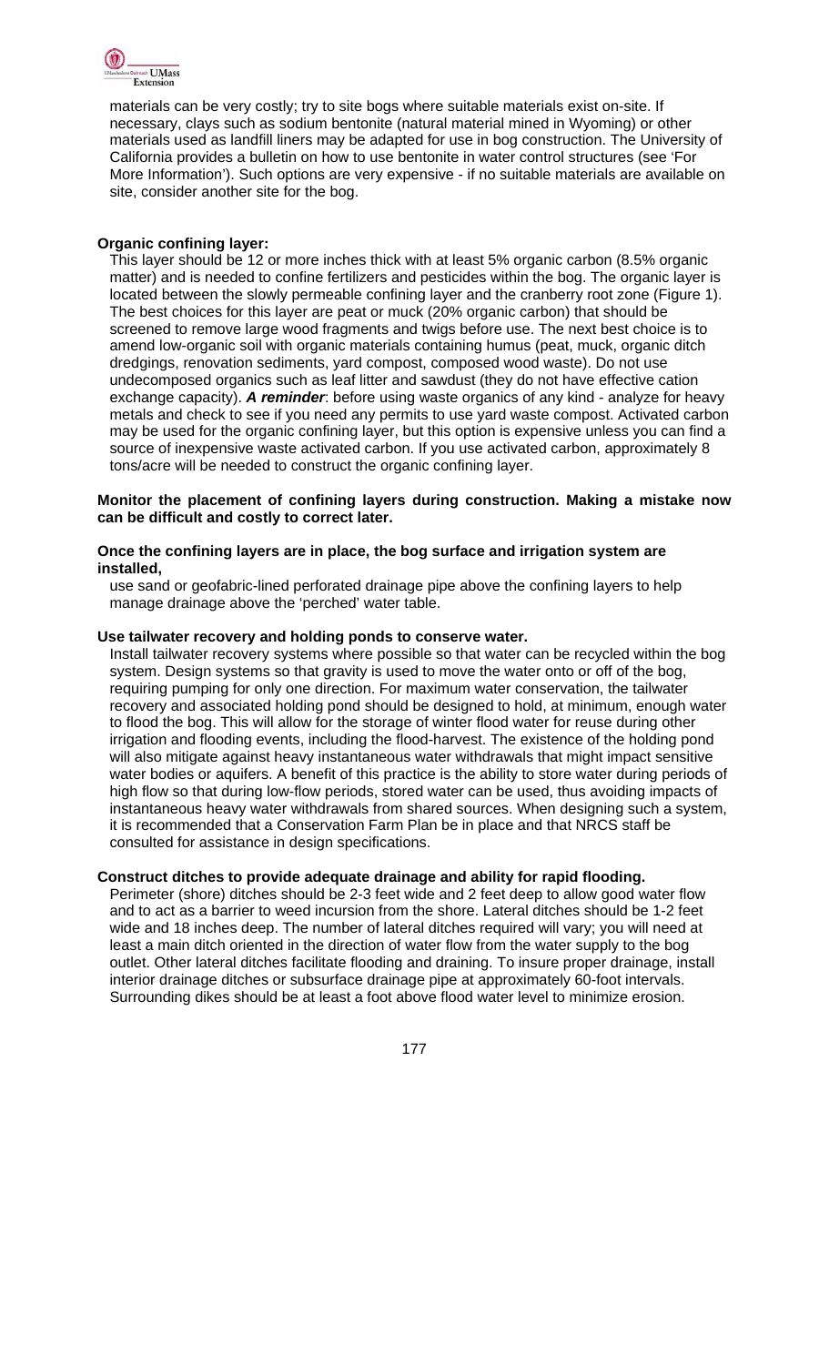materials can be very costly; try to site bogs where suitable materials exist on-site. If necessary, clays such as sodium bentonite (natural material mined in Wyoming) or other materials used as landfill liners may be adapted for use in bog construction. The University of California provides a bulletin on how to use bentonite in water control structures (see 'For More Information'). Such options are very expensive - if no suitable materials are available on site, consider another site for the bog.

**Organic confining layer:**

This layer should be 12 or more inches thick with at least 5% organic carbon (8.5% organic matter) and is needed to confine fertilizers and pesticides within the bog. The organic layer is located between the slowly permeable confining layer and the cranberry root zone (Figure 1). The best choices for this layer are peat or muck (20% organic carbon) that should be screened to remove large wood fragments and twigs before use. The next best choice is to amend low-organic soil with organic materials containing humus (peat, muck, organic ditch dredgings, renovation sediments, yard compost, composed wood waste). Do not use undecomposed organics such as leaf litter and sawdust (they do not have effective cation exchange capacity). ***A reminder***: before using waste organics of any kind - analyze for heavy metals and check to see if you need any permits to use yard waste compost. Activated carbon may be used for the organic confining layer, but this option is expensive unless you can find a source of inexpensive waste activated carbon. If you use activated carbon, approximately 8 tons/acre will be needed to construct the organic confining layer.

**Monitor the placement of confining layers during construction. Making a mistake now can be difficult and costly to correct later.**

**Once the confining layers are in place, the bog surface and irrigation system are installed,**

use sand or geofabric-lined perforated drainage pipe above the confining layers to help manage drainage above the 'perched' water table.

**Use tailwater recovery and holding ponds to conserve water.**

Install tailwater recovery systems where possible so that water can be recycled within the bog system. Design systems so that gravity is used to move the water onto or off of the bog, requiring pumping for only one direction. For maximum water conservation, the tailwater recovery and associated holding pond should be designed to hold, at minimum, enough water to flood the bog. This will allow for the storage of winter flood water for reuse during other irrigation and flooding events, including the flood-harvest. The existence of the holding pond will also mitigate against heavy instantaneous water withdrawals that might impact sensitive water bodies or aquifers. A benefit of this practice is the ability to store water during periods of high flow so that during low-flow periods, stored water can be used, thus avoiding impacts of instantaneous heavy water withdrawals from shared sources. When designing such a system, it is recommended that a Conservation Farm Plan be in place and that NRCS staff be consulted for assistance in design specifications.

**Construct ditches to provide adequate drainage and ability for rapid flooding.**

Perimeter (shore) ditches should be 2-3 feet wide and 2 feet deep to allow good water flow and to act as a barrier to weed incursion from the shore. Lateral ditches should be 1-2 feet wide and 18 inches deep. The number of lateral ditches required will vary; you will need at least a main ditch oriented in the direction of water flow from the water supply to the bog outlet. Other lateral ditches facilitate flooding and draining. To insure proper drainage, install interior drainage ditches or subsurface drainage pipe at approximately 60-foot intervals. Surrounding dikes should be at least a foot above flood water level to minimize erosion.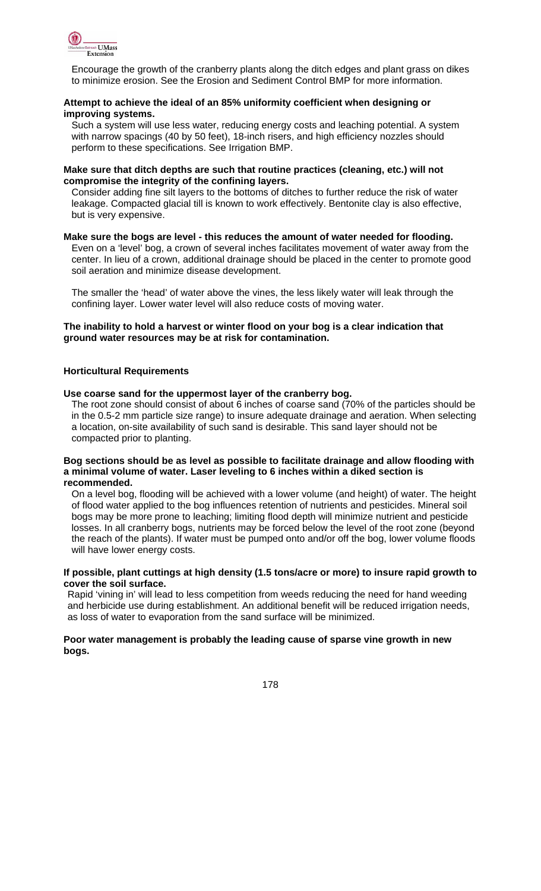Encourage the growth of the cranberry plants along the ditch edges and plant grass on dikes to minimize erosion. See the Erosion and Sediment Control BMP for more information.

**Attempt to achieve the ideal of an 85% uniformity coefficient when designing or improving systems.**

Such a system will use less water, reducing energy costs and leaching potential. A system with narrow spacings (40 by 50 feet), 18-inch risers, and high efficiency nozzles should perform to these specifications. See Irrigation BMP.

**Make sure that ditch depths are such that routine practices (cleaning, etc.) will not compromise the integrity of the confining layers.**

Consider adding fine silt layers to the bottoms of ditches to further reduce the risk of water leakage. Compacted glacial till is known to work effectively. Bentonite clay is also effective, but is very expensive.

**Make sure the bogs are level - this reduces the amount of water needed for flooding.**

Even on a 'level' bog, a crown of several inches facilitates movement of water away from the center. In lieu of a crown, additional drainage should be placed in the center to promote good soil aeration and minimize disease development.

The smaller the 'head' of water above the vines, the less likely water will leak through the confining layer. Lower water level will also reduce costs of moving water.

**The inability to hold a harvest or winter flood on your bog is a clear indication that ground water resources may be at risk for contamination.**

### Horticultural Requirements

**Use coarse sand for the uppermost layer of the cranberry bog.**

The root zone should consist of about 6 inches of coarse sand (70% of the particles should be in the 0.5-2 mm particle size range) to insure adequate drainage and aeration. When selecting a location, on-site availability of such sand is desirable. This sand layer should not be compacted prior to planting.

**Bog sections should be as level as possible to facilitate drainage and allow flooding with a minimal volume of water. Laser leveling to 6 inches within a diked section is recommended.**

On a level bog, flooding will be achieved with a lower volume (and height) of water. The height of flood water applied to the bog influences retention of nutrients and pesticides. Mineral soil bogs may be more prone to leaching; limiting flood depth will minimize nutrient and pesticide losses. In all cranberry bogs, nutrients may be forced below the level of the root zone (beyond the reach of the plants). If water must be pumped onto and/or off the bog, lower volume floods will have lower energy costs.

**If possible, plant cuttings at high density (1.5 tons/acre or more) to insure rapid growth to cover the soil surface.**

Rapid 'vining in' will lead to less competition from weeds reducing the need for hand weeding and herbicide use during establishment. An additional benefit will be reduced irrigation needs, as loss of water to evaporation from the sand surface will be minimized.

**Poor water management is probably the leading cause of sparse vine growth in new bogs.**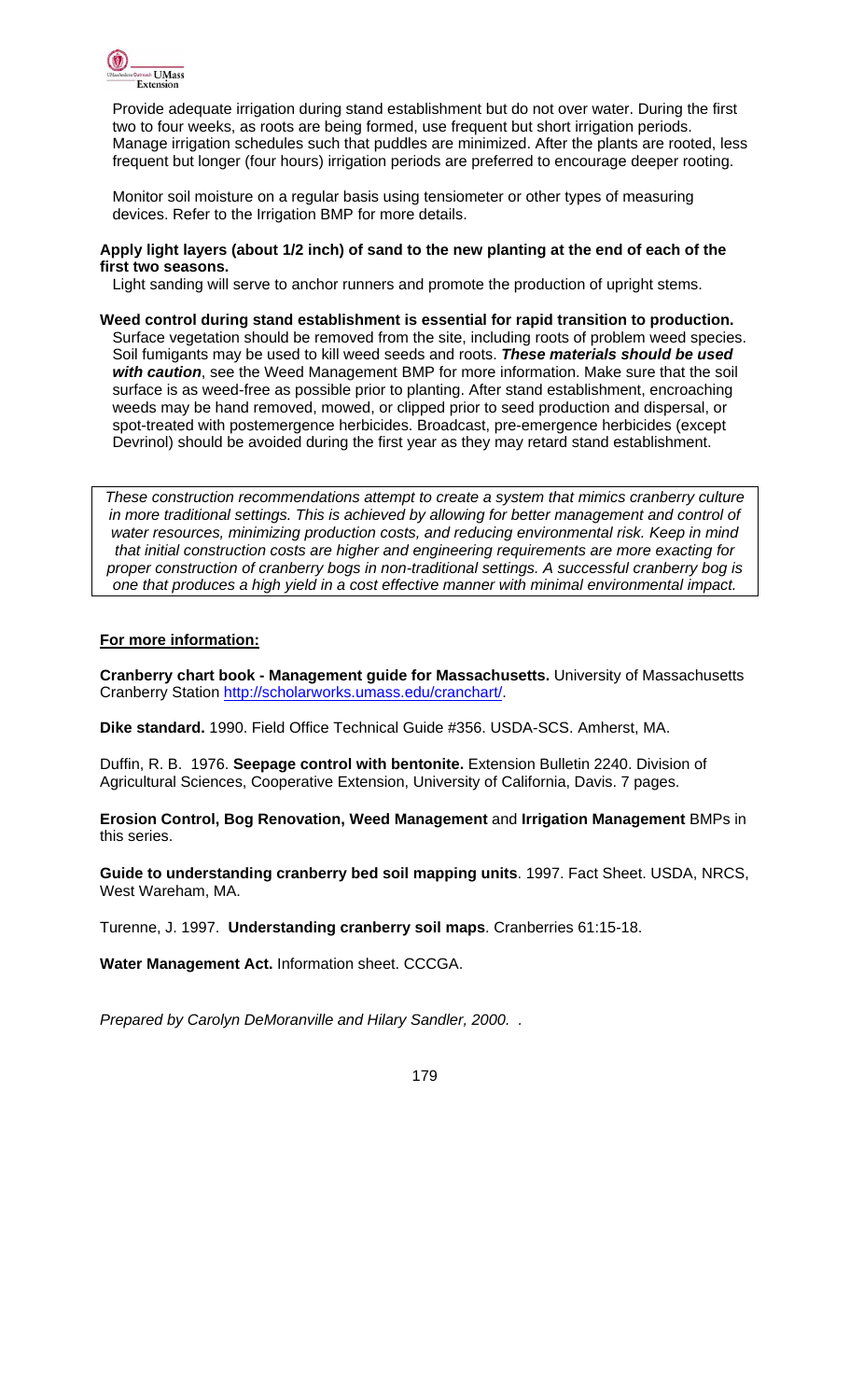Provide adequate irrigation during stand establishment but do not over water. During the first two to four weeks, as roots are being formed, use frequent but short irrigation periods. Manage irrigation schedules such that puddles are minimized. After the plants are rooted, less frequent but longer (four hours) irrigation periods are preferred to encourage deeper rooting.

Monitor soil moisture on a regular basis using tensiometer or other types of measuring devices. Refer to the Irrigation BMP for more details.

**Apply light layers (about 1/2 inch) of sand to the new planting at the end of each of the first two seasons.**

Light sanding will serve to anchor runners and promote the production of upright stems.

**Weed control during stand establishment is essential for rapid transition to production.**

Surface vegetation should be removed from the site, including roots of problem weed species. Soil fumigants may be used to kill weed seeds and roots. ***These materials should be used with caution***, see the Weed Management BMP for more information. Make sure that the soil surface is as weed-free as possible prior to planting. After stand establishment, encroaching weeds may be hand removed, mowed, or clipped prior to seed production and dispersal, or spot-treated with postemergence herbicides. Broadcast, pre-emergence herbicides (except Devrinol) should be avoided during the first year as they may retard stand establishment.

*These construction recommendations attempt to create a system that mimics cranberry culture in more traditional settings. This is achieved by allowing for better management and control of water resources, minimizing production costs, and reducing environmental risk. Keep in mind that initial construction costs are higher and engineering requirements are more exacting for proper construction of cranberry bogs in non-traditional settings. A successful cranberry bog is one that produces a high yield in a cost effective manner with minimal environmental impact.*

**For more information:**

**Cranberry chart book - Management guide for Massachusetts.** University of Massachusetts Cranberry Station http://scholarworks.umass.edu/cranchart/.

**Dike standard.** 1990. Field Office Technical Guide #356. USDA-SCS. Amherst, MA.

Duffin, R. B. 1976. **Seepage control with bentonite.** Extension Bulletin 2240. Division of Agricultural Sciences, Cooperative Extension, University of California, Davis. 7 pages.

**Erosion Control, Bog Renovation, Weed Management** and **Irrigation Management** BMPs in this series.

**Guide to understanding cranberry bed soil mapping units**. 1997. Fact Sheet. USDA, NRCS, West Wareham, MA.

Turenne, J. 1997. **Understanding cranberry soil maps**. Cranberries 61:15-18.

**Water Management Act.** Information sheet. CCCGA.

*Prepared by Carolyn DeMoranville and Hilary Sandler, 2000.* .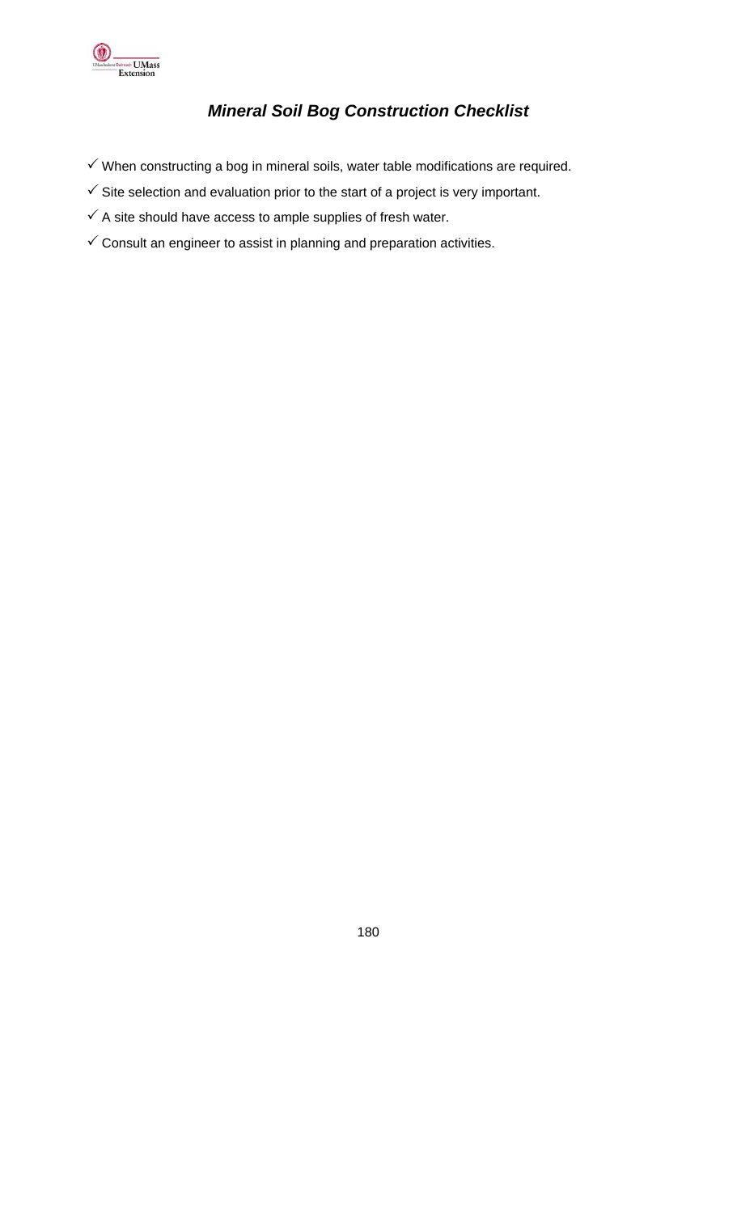## *Mineral Soil Bog Construction Checklist*

✓ When constructing a bog in mineral soils, water table modifications are required.

✓ Site selection and evaluation prior to the start of a project is very important.

✓ A site should have access to ample supplies of fresh water.

✓ Consult an engineer to assist in planning and preparation activities.